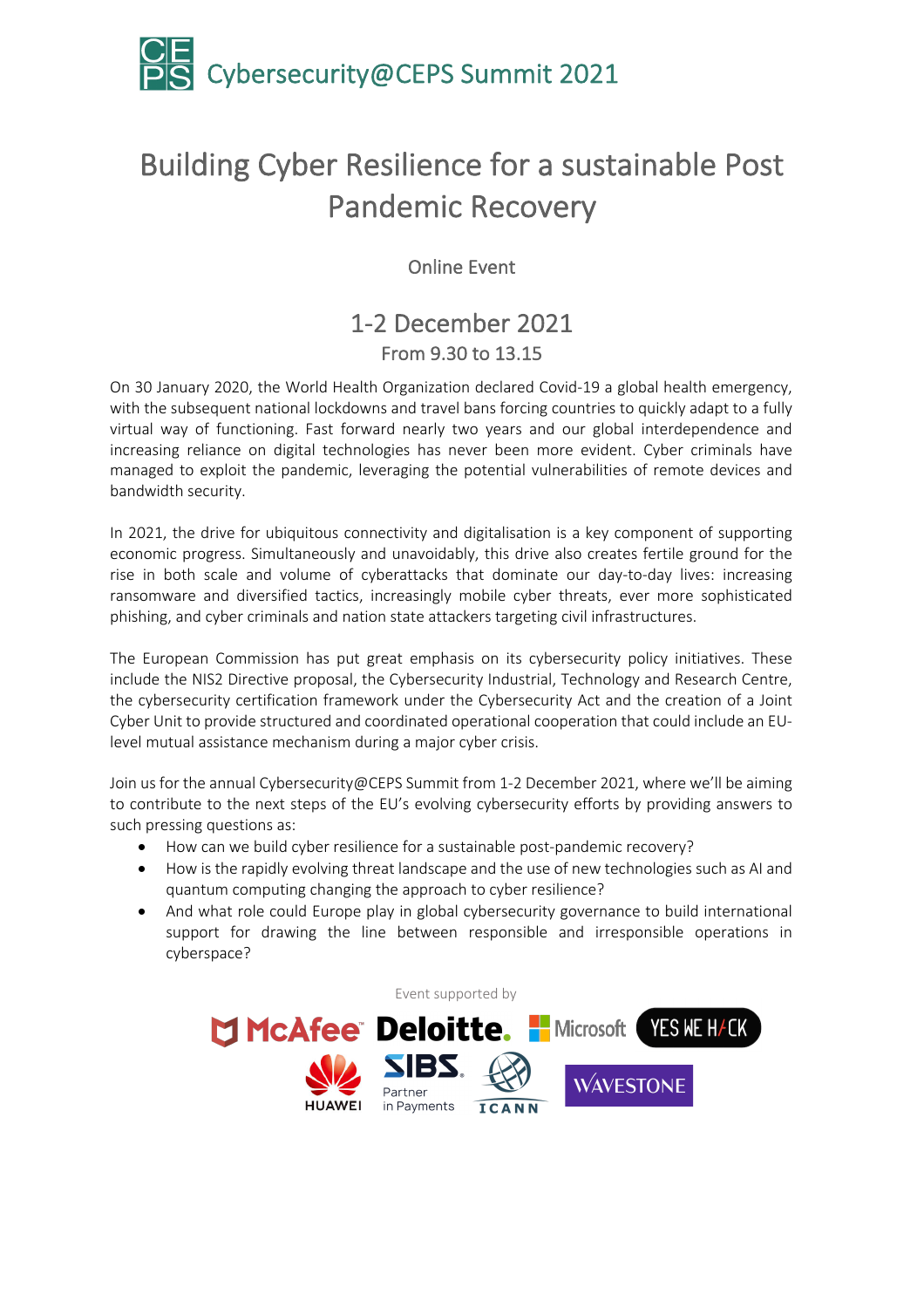Cybersecurity@CEPS Summit 2021

# Building Cyber Resilience for a sustainable Post Pandemic Recovery

Online Event

## 1-2 December 2021

From 9.30 to 13.15

On 30 January 2020, the World Health Organization declared Covid-19 a global health emergency, with the subsequent national lockdowns and travel bans forcing countries to quickly adapt to a fully virtual way of functioning. Fast forward nearly two years and our global interdependence and increasing reliance on digital technologies has never been more evident. Cyber criminals have managed to exploit the pandemic, leveraging the potential vulnerabilities of remote devices and bandwidth security.

In 2021, the drive for ubiquitous connectivity and digitalisation is a key component of supporting economic progress. Simultaneously and unavoidably, this drive also creates fertile ground for the rise in both scale and volume of cyberattacks that dominate our day-to-day lives: increasing ransomware and diversified tactics, increasingly mobile cyber threats, ever more sophisticated phishing, and cyber criminals and nation state attackers targeting civil infrastructures.

The European Commission has put great emphasis on its cybersecurity policy initiatives. These include the NIS2 Directive proposal, the Cybersecurity Industrial, Technology and Research Centre, the cybersecurity certification framework under the Cybersecurity Act and the creation of a Joint Cyber Unit to provide structured and coordinated operational cooperation that could include an EU-level mutual assistance mechanism during a major cyber crisis.

Join us for the annual Cybersecurity@CEPS Summit from 1-2 December 2021, where we'll be aiming to contribute to the next steps of the EU's evolving cybersecurity efforts by providing answers to such pressing questions as:

- How can we build cyber resilience for a sustainable post-pandemic recovery?
- How is the rapidly evolving threat landscape and the use of new technologies such as AI and quantum computing changing the approach to cyber resilience?
- And what role could Europe play in global cybersecurity governance to build international support for drawing the line between responsible and irresponsible operations in cyberspace?

Event supported by

McAfee, Deloitte., Microsoft, YES WE HACK, HUAWEI, SIBS Partner in Payments, ICANN, WAVESTONE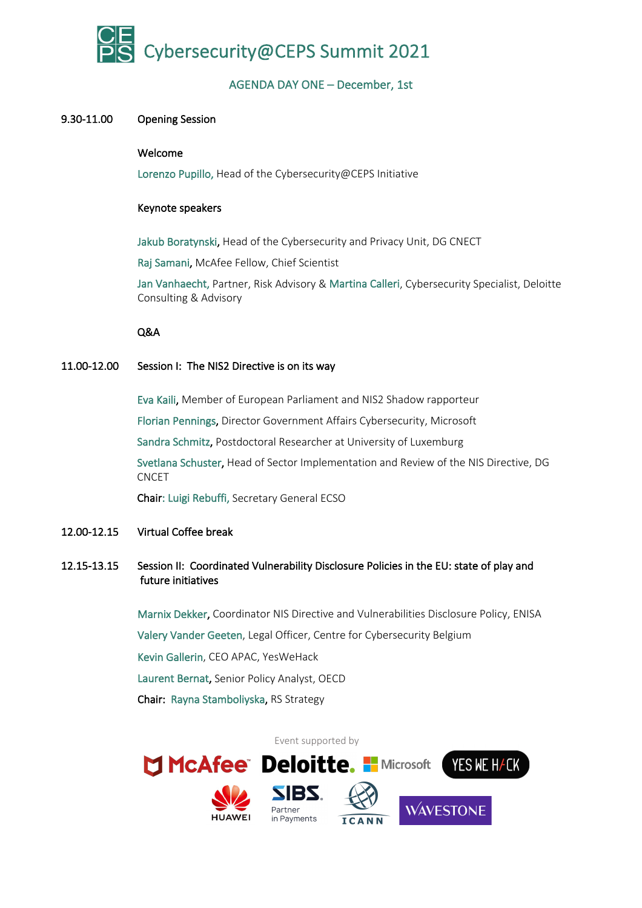# Cybersecurity@CEPS Summit 2021

## AGENDA DAY ONE – December, 1st

**9.30-11.00 Opening Session**

**Welcome**

Lorenzo Pupillo, Head of the Cybersecurity@CEPS Initiative

**Keynote speakers**

Jakub Boratynski, Head of the Cybersecurity and Privacy Unit, DG CNECT

Raj Samani, McAfee Fellow, Chief Scientist

Jan Vanhaecht, Partner, Risk Advisory & Martina Calleri, Cybersecurity Specialist, Deloitte Consulting & Advisory

**Q&A**

**11.00-12.00 Session I: The NIS2 Directive is on its way**

Eva Kaili, Member of European Parliament and NIS2 Shadow rapporteur

Florian Pennings, Director Government Affairs Cybersecurity, Microsoft

Sandra Schmitz, Postdoctoral Researcher at University of Luxemburg

Svetlana Schuster, Head of Sector Implementation and Review of the NIS Directive, DG CNCET

Chair: Luigi Rebuffi, Secretary General ECSO

**12.00-12.15 Virtual Coffee break**

**12.15-13.15 Session II: Coordinated Vulnerability Disclosure Policies in the EU: state of play and future initiatives**

Marnix Dekker, Coordinator NIS Directive and Vulnerabilities Disclosure Policy, ENISA

Valery Vander Geeten, Legal Officer, Centre for Cybersecurity Belgium

Kevin Gallerin, CEO APAC, YesWeHack

Laurent Bernat, Senior Policy Analyst, OECD

Chair: Rayna Stamboliyska, RS Strategy

Event supported by

McAfee, Deloitte, Microsoft, YES WE HACK, HUAWEI, SIBS Partner in Payments, ICANN, WAVESTONE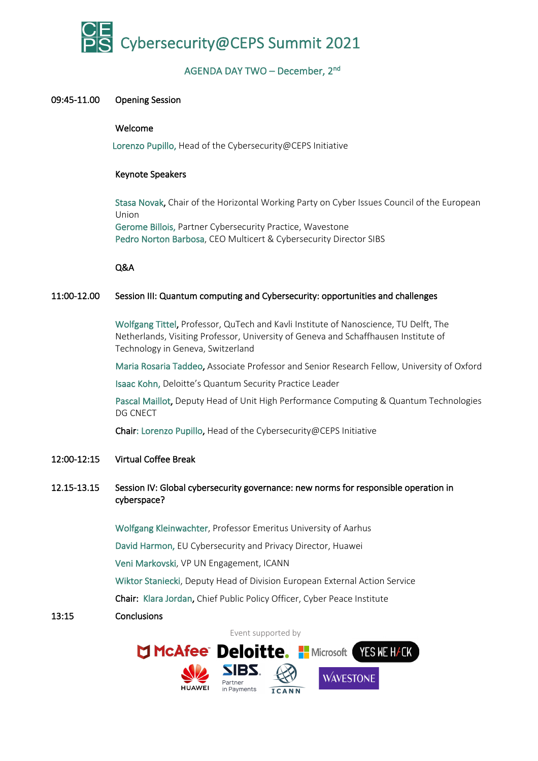# Cybersecurity@CEPS Summit 2021

## AGENDA DAY TWO – December, 2nd

**09:45-11.00** **Opening Session**

**Welcome**

Lorenzo Pupillo, Head of the Cybersecurity@CEPS Initiative

**Keynote Speakers**

Stasa Novak, Chair of the Horizontal Working Party on Cyber Issues Council of the European Union
Gerome Billois, Partner Cybersecurity Practice, Wavestone
Pedro Norton Barbosa, CEO Multicert & Cybersecurity Director SIBS

**Q&A**

**11:00-12.00** **Session III: Quantum computing and Cybersecurity: opportunities and challenges**

Wolfgang Tittel, Professor, QuTech and Kavli Institute of Nanoscience, TU Delft, The Netherlands, Visiting Professor, University of Geneva and Schaffhausen Institute of Technology in Geneva, Switzerland

Maria Rosaria Taddeo, Associate Professor and Senior Research Fellow, University of Oxford

Isaac Kohn, Deloitte's Quantum Security Practice Leader

Pascal Maillot, Deputy Head of Unit High Performance Computing & Quantum Technologies DG CNECT

**Chair**: Lorenzo Pupillo, Head of the Cybersecurity@CEPS Initiative

**12:00-12:15** **Virtual Coffee Break**

**12.15-13.15** **Session IV: Global cybersecurity governance: new norms for responsible operation in cyberspace?**

Wolfgang Kleinwachter, Professor Emeritus University of Aarhus

David Harmon, EU Cybersecurity and Privacy Director, Huawei

Veni Markovski, VP UN Engagement, ICANN

Wiktor Staniecki, Deputy Head of Division European External Action Service

**Chair**: Klara Jordan, Chief Public Policy Officer, Cyber Peace Institute

**13:15** **Conclusions**

Event supported by

McAfee · Deloitte. · Microsoft · YES WE H/CK · HUAWEI · SIBS Partner in Payments · ICANN · WAVESTONE